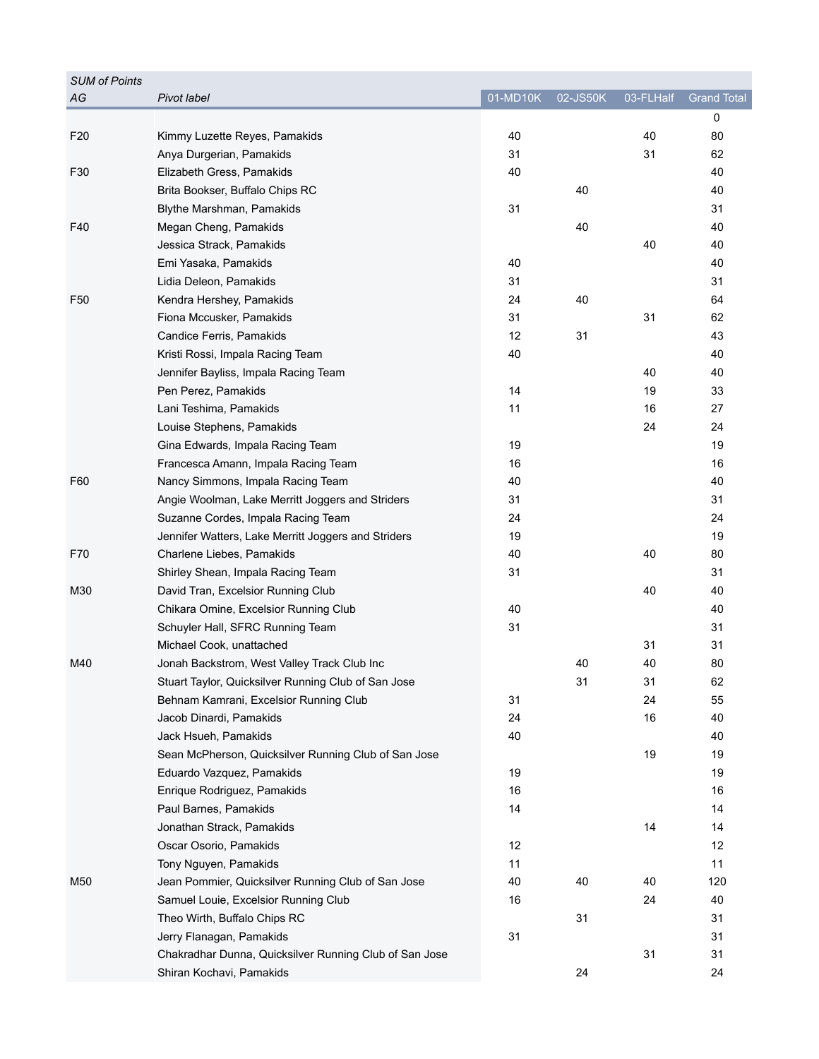| SUM of Points | | | | | |
|---|---|---|---|---|---|
| AG | Pivot label | 01-MD10K | 02-JS50K | 03-FLHalf | Grand Total |
| | | | | | 0 |
| F20 | Kimmy Luzette Reyes, Pamakids | 40 | | 40 | 80 |
| | Anya Durgerian, Pamakids | 31 | | 31 | 62 |
| F30 | Elizabeth Gress, Pamakids | 40 | | | 40 |
| | Brita Bookser, Buffalo Chips RC | | 40 | | 40 |
| | Blythe Marshman, Pamakids | 31 | | | 31 |
| F40 | Megan Cheng, Pamakids | | 40 | | 40 |
| | Jessica Strack, Pamakids | | | 40 | 40 |
| | Emi Yasaka, Pamakids | 40 | | | 40 |
| | Lidia Deleon, Pamakids | 31 | | | 31 |
| F50 | Kendra Hershey, Pamakids | 24 | 40 | | 64 |
| | Fiona Mccusker, Pamakids | 31 | | 31 | 62 |
| | Candice Ferris, Pamakids | 12 | 31 | | 43 |
| | Kristi Rossi, Impala Racing Team | 40 | | | 40 |
| | Jennifer Bayliss, Impala Racing Team | | | 40 | 40 |
| | Pen Perez, Pamakids | 14 | | 19 | 33 |
| | Lani Teshima, Pamakids | 11 | | 16 | 27 |
| | Louise Stephens, Pamakids | | | 24 | 24 |
| | Gina Edwards, Impala Racing Team | 19 | | | 19 |
| | Francesca Amann, Impala Racing Team | 16 | | | 16 |
| F60 | Nancy Simmons, Impala Racing Team | 40 | | | 40 |
| | Angie Woolman, Lake Merritt Joggers and Striders | 31 | | | 31 |
| | Suzanne Cordes, Impala Racing Team | 24 | | | 24 |
| | Jennifer Watters, Lake Merritt Joggers and Striders | 19 | | | 19 |
| F70 | Charlene Liebes, Pamakids | 40 | | 40 | 80 |
| | Shirley Shean, Impala Racing Team | 31 | | | 31 |
| M30 | David Tran, Excelsior Running Club | | | 40 | 40 |
| | Chikara Omine, Excelsior Running Club | 40 | | | 40 |
| | Schuyler Hall, SFRC Running Team | 31 | | | 31 |
| | Michael Cook, unattached | | | 31 | 31 |
| M40 | Jonah Backstrom, West Valley Track Club Inc | | 40 | 40 | 80 |
| | Stuart Taylor, Quicksilver Running Club of San Jose | | 31 | 31 | 62 |
| | Behnam Kamrani, Excelsior Running Club | 31 | | 24 | 55 |
| | Jacob Dinardi, Pamakids | 24 | | 16 | 40 |
| | Jack Hsueh, Pamakids | 40 | | | 40 |
| | Sean McPherson, Quicksilver Running Club of San Jose | | | 19 | 19 |
| | Eduardo Vazquez, Pamakids | 19 | | | 19 |
| | Enrique Rodriguez, Pamakids | 16 | | | 16 |
| | Paul Barnes, Pamakids | 14 | | | 14 |
| | Jonathan Strack, Pamakids | | | 14 | 14 |
| | Oscar Osorio, Pamakids | 12 | | | 12 |
| | Tony Nguyen, Pamakids | 11 | | | 11 |
| M50 | Jean Pommier, Quicksilver Running Club of San Jose | 40 | 40 | 40 | 120 |
| | Samuel Louie, Excelsior Running Club | 16 | | 24 | 40 |
| | Theo Wirth, Buffalo Chips RC | | 31 | | 31 |
| | Jerry Flanagan, Pamakids | 31 | | | 31 |
| | Chakradhar Dunna, Quicksilver Running Club of San Jose | | | 31 | 31 |
| | Shiran Kochavi, Pamakids | | 24 | | 24 |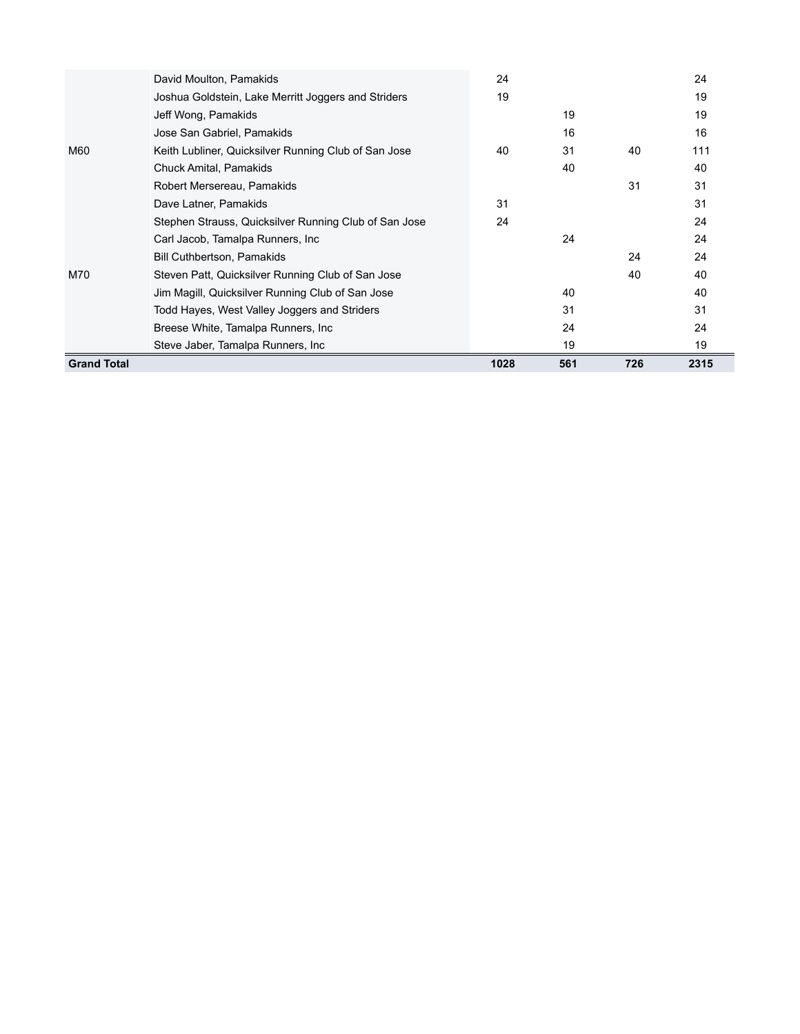| | | | | | |
|---|---|---|---|---|---|
| | David Moulton, Pamakids | 24 | | | 24 |
| | Joshua Goldstein, Lake Merritt Joggers and Striders | 19 | | | 19 |
| | Jeff Wong, Pamakids | | 19 | | 19 |
| | Jose San Gabriel, Pamakids | | 16 | | 16 |
| M60 | Keith Lubliner, Quicksilver Running Club of San Jose | 40 | 31 | 40 | 111 |
| | Chuck Amital, Pamakids | | 40 | | 40 |
| | Robert Mersereau, Pamakids | | | 31 | 31 |
| | Dave Latner, Pamakids | 31 | | | 31 |
| | Stephen Strauss, Quicksilver Running Club of San Jose | 24 | | | 24 |
| | Carl Jacob, Tamalpa Runners, Inc | | 24 | | 24 |
| | Bill Cuthbertson, Pamakids | | | 24 | 24 |
| M70 | Steven Patt, Quicksilver Running Club of San Jose | | | 40 | 40 |
| | Jim Magill, Quicksilver Running Club of San Jose | | 40 | | 40 |
| | Todd Hayes, West Valley Joggers and Striders | | 31 | | 31 |
| | Breese White, Tamalpa Runners, Inc | | 24 | | 24 |
| | Steve Jaber, Tamalpa Runners, Inc | | 19 | | 19 |
| **Grand Total** | | **1028** | **561** | **726** | **2315** |